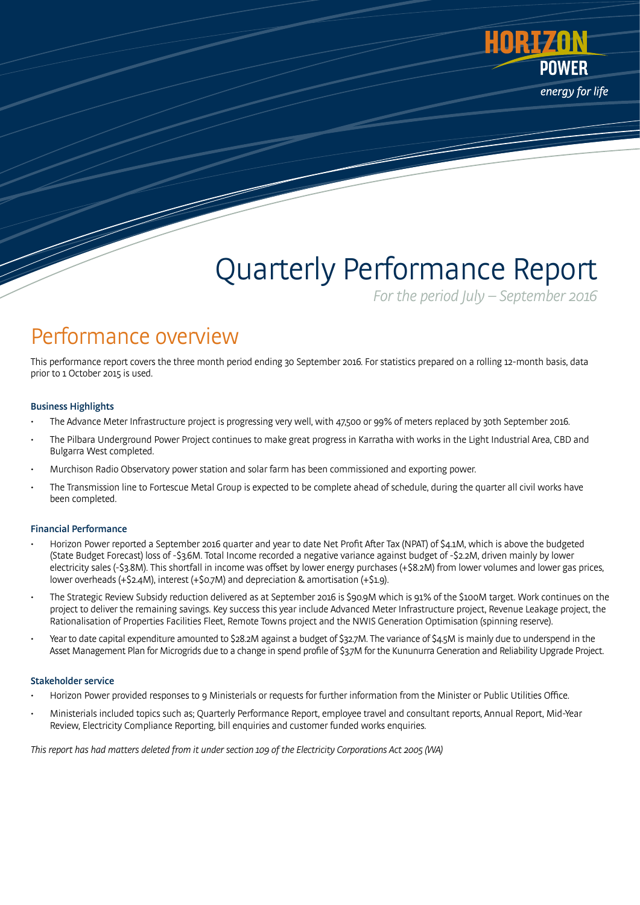HORIZON POWER

*energy for life*

# Quarterly Performance Report

*For the period July – September 2016*

## Performance overview

This performance report covers the three month period ending 30 September 2016. For statistics prepared on a rolling 12-month basis, data prior to 1 October 2015 is used.

### Business Highlights

- The Advance Meter Infrastructure project is progressing very well, with 47,500 or 99% of meters replaced by 30th September 2016.
- The Pilbara Underground Power Project continues to make great progress in Karratha with works in the Light Industrial Area, CBD and Bulgarra West completed.
- Murchison Radio Observatory power station and solar farm has been commissioned and exporting power.
- The Transmission line to Fortescue Metal Group is expected to be complete ahead of schedule, during the quarter all civil works have been completed.

### Financial Performance

- Horizon Power reported a September 2016 quarter and year to date Net Profit After Tax (NPAT) of $4.1M, which is above the budgeted (State Budget Forecast) loss of -$3.6M. Total Income recorded a negative variance against budget of -$2.2M, driven mainly by lower electricity sales (-$3.8M). This shortfall in income was offset by lower energy purchases (+$8.2M) from lower volumes and lower gas prices, lower overheads (+$2.4M), interest (+$0.7M) and depreciation & amortisation (+$1.9).
- The Strategic Review Subsidy reduction delivered as at September 2016 is $90.9M which is 91% of the $100M target. Work continues on the project to deliver the remaining savings. Key success this year include Advanced Meter Infrastructure project, Revenue Leakage project, the Rationalisation of Properties Facilities Fleet, Remote Towns project and the NWIS Generation Optimisation (spinning reserve).
- Year to date capital expenditure amounted to $28.2M against a budget of $32.7M. The variance of $4.5M is mainly due to underspend in the Asset Management Plan for Microgrids due to a change in spend profile of $3.7M for the Kununurra Generation and Reliability Upgrade Project.

### Stakeholder service

- Horizon Power provided responses to 9 Ministerials or requests for further information from the Minister or Public Utilities Office.
- Ministerials included topics such as; Quarterly Performance Report, employee travel and consultant reports, Annual Report, Mid-Year Review, Electricity Compliance Reporting, bill enquiries and customer funded works enquiries.

*This report has had matters deleted from it under section 109 of the Electricity Corporations Act 2005 (WA)*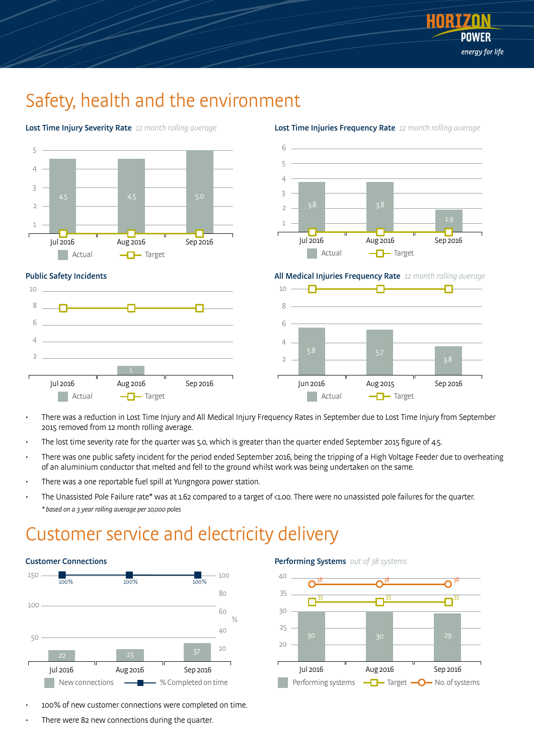# Safety, health and the environment

**Lost Time Injury Severity Rate** *12 month rolling average*

| | Jul 2016 | Aug 2016 | Sep 2016 |
|---|---|---|---|
| Actual | 4.5 | 4.5 | 5.0 |

**Lost Time Injuries Frequency Rate** *12 month rolling average*

| | Jul 2016 | Aug 2016 | Sep 2016 |
|---|---|---|---|
| Actual | 3.8 | 3.8 | 1.9 |

**Public Safety Incidents**

| | Jul 2016 | Aug 2016 | Sep 2016 |
|---|---|---|---|
| Actual | | 1 | |

**All Medical Injuries Frequency Rate** *12 month rolling average*

| | Jun 2016 | Aug 2015 | Sep 2016 |
|---|---|---|---|
| Actual | 5.8 | 5.7 | 3.8 |

- There was a reduction in Lost Time Injury and All Medical Injury Frequency Rates in September due to Lost Time Injury from September 2015 removed from 12 month rolling average.
- The lost time severity rate for the quarter was 5.0, which is greater than the quarter ended September 2015 figure of 4.5.
- There was one public safety incident for the period ended September 2016, being the tripping of a High Voltage Feeder due to overheating of an aluminium conductor that melted and fell to the ground whilst work was being undertaken on the same.
- There was a one reportable fuel spill at Yungngora power station.
- The Unassisted Pole Failure rate* was at 1.62 compared to a target of <1.00. There were no unassisted pole failures for the quarter.

*\* based on a 3 year rolling average per 10,000 poles*

# Customer service and electricity delivery

**Customer Connections**

| | Jul 2016 | Aug 2016 | Sep 2016 |
|---|---|---|---|
| New connections | 22 | 23 | 37 |
| % Completed on time | 100% | 100% | 100% |

**Performing Systems** *out of 38 systems*

| | Jul 2016 | Aug 2016 | Sep 2016 |
|---|---|---|---|
| Performing systems | 30 | 30 | 29 |
| Target | 33 | 33 | 33 |
| No. of systems | 38 | 38 | 38 |

- 100% of new customer connections were completed on time.
- There were 82 new connections during the quarter.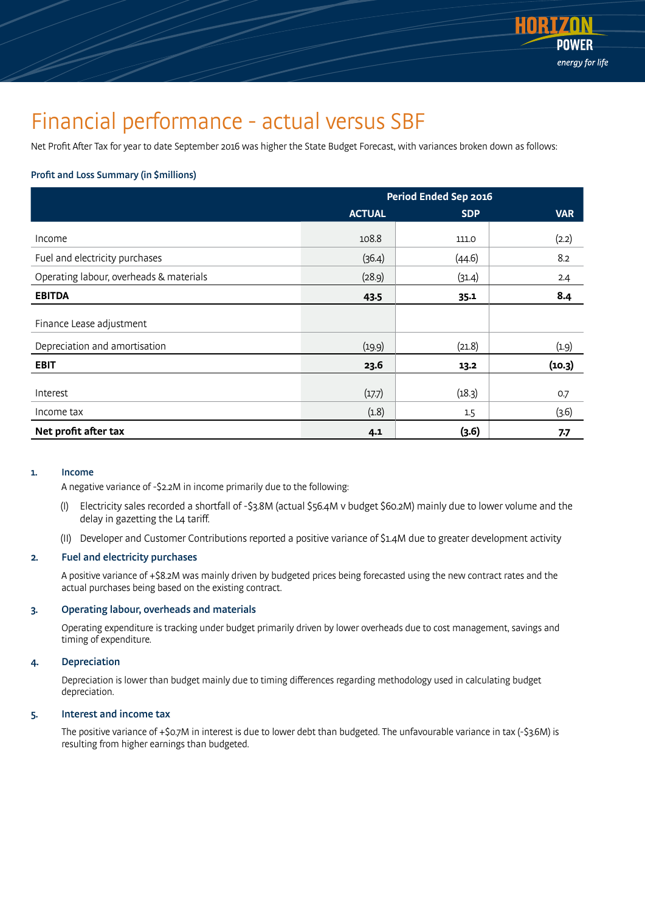# Financial performance - actual versus SBF

Net Profit After Tax for year to date September 2016 was higher the State Budget Forecast, with variances broken down as follows:

### Profit and Loss Summary (in $millions)

| | Period Ended Sep 2016 | | |
|---|---|---|---|
| | **ACTUAL** | **SDP** | **VAR** |
| Income | 108.8 | 111.0 | (2.2) |
| Fuel and electricity purchases | (36.4) | (44.6) | 8.2 |
| Operating labour, overheads & materials | (28.9) | (31.4) | 2.4 |
| **EBITDA** | **43.5** | **35.1** | **8.4** |
| Finance Lease adjustment | | | |
| Depreciation and amortisation | (19.9) | (21.8) | (1.9) |
| **EBIT** | **23.6** | **13.2** | **(10.3)** |
| Interest | (17.7) | (18.3) | 0.7 |
| Income tax | (1.8) | 1.5 | (3.6) |
| **Net profit after tax** | **4.1** | **(3.6)** | **7.7** |

1. **Income**

   A negative variance of -$2.2M in income primarily due to the following:

   (I) Electricity sales recorded a shortfall of -$3.8M (actual $56.4M v budget $60.2M) mainly due to lower volume and the delay in gazetting the L4 tariff.

   (II) Developer and Customer Contributions reported a positive variance of $1.4M due to greater development activity

2. **Fuel and electricity purchases**

   A positive variance of +$8.2M was mainly driven by budgeted prices being forecasted using the new contract rates and the actual purchases being based on the existing contract.

3. **Operating labour, overheads and materials**

   Operating expenditure is tracking under budget primarily driven by lower overheads due to cost management, savings and timing of expenditure.

4. **Depreciation**

   Depreciation is lower than budget mainly due to timing differences regarding methodology used in calculating budget depreciation.

5. **Interest and income tax**

   The positive variance of +$0.7M in interest is due to lower debt than budgeted. The unfavourable variance in tax (-$3.6M) is resulting from higher earnings than budgeted.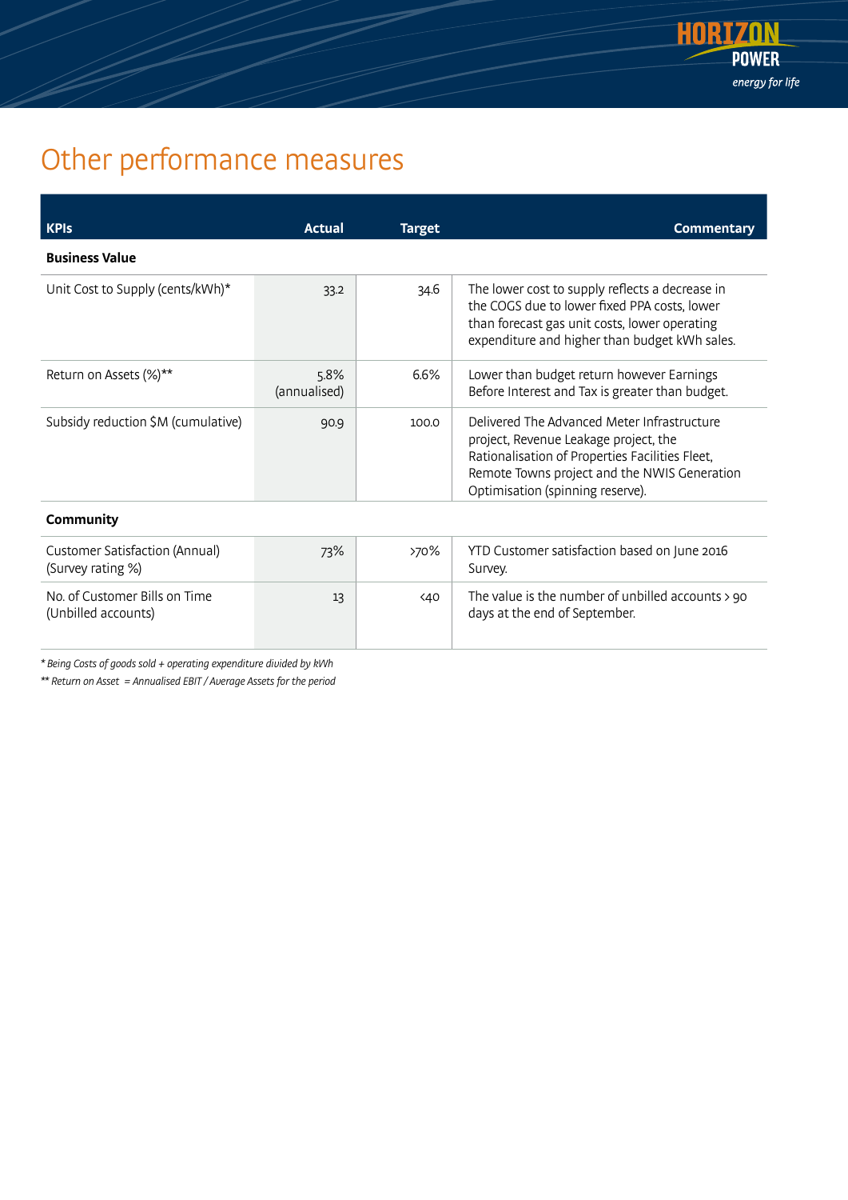# Other performance measures

| KPIs | Actual | Target | Commentary |
|---|---|---|---|
| **Business Value** | | | |
| Unit Cost to Supply (cents/kWh)* | 33.2 | 34.6 | The lower cost to supply reflects a decrease in the COGS due to lower fixed PPA costs, lower than forecast gas unit costs, lower operating expenditure and higher than budget kWh sales. |
| Return on Assets (%)** | 5.8% (annualised) | 6.6% | Lower than budget return however Earnings Before Interest and Tax is greater than budget. |
| Subsidy reduction $M (cumulative) | 90.9 | 100.0 | Delivered The Advanced Meter Infrastructure project, Revenue Leakage project, the Rationalisation of Properties Facilities Fleet, Remote Towns project and the NWIS Generation Optimisation (spinning reserve). |
| **Community** | | | |
| Customer Satisfaction (Annual) (Survey rating %) | 73% | >70% | YTD Customer satisfaction based on June 2016 Survey. |
| No. of Customer Bills on Time (Unbilled accounts) | 13 | <40 | The value is the number of unbilled accounts > 90 days at the end of September. |

*\* Being Costs of goods sold + operating expenditure divided by kWh*

*\*\* Return on Asset = Annualised EBIT / Average Assets for the period*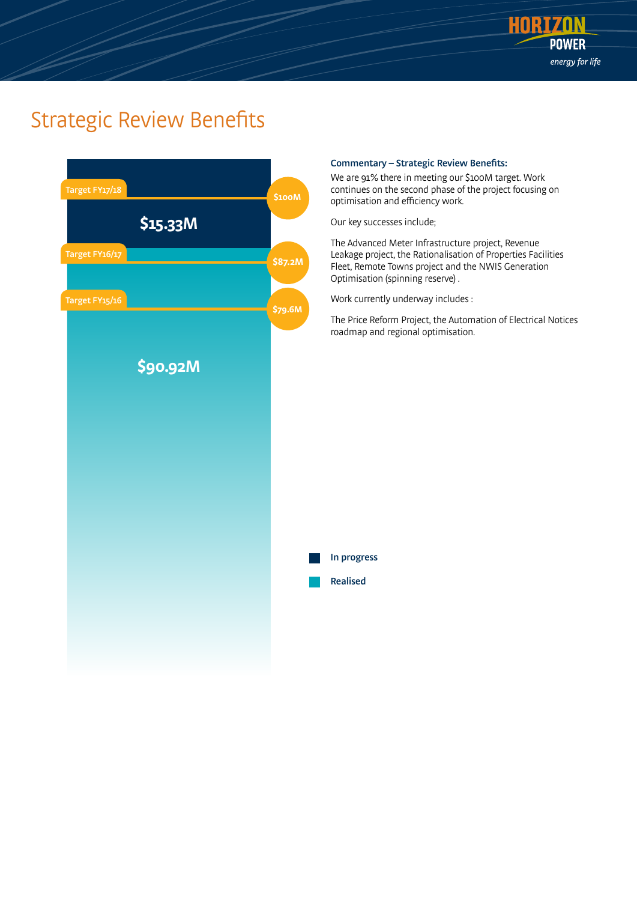# Strategic Review Benefits

Target FY17/18

$100M

$15.33M

Target FY16/17

$87.2M

Target FY15/16

$79.6M

$90.92M

In progress

Realised

**Commentary – Strategic Review Benefits:**

We are 91% there in meeting our $100M target. Work continues on the second phase of the project focusing on optimisation and efficiency work.

Our key successes include;

The Advanced Meter Infrastructure project, Revenue Leakage project, the Rationalisation of Properties Facilities Fleet, Remote Towns project and the NWIS Generation Optimisation (spinning reserve) .

Work currently underway includes :

The Price Reform Project, the Automation of Electrical Notices roadmap and regional optimisation.